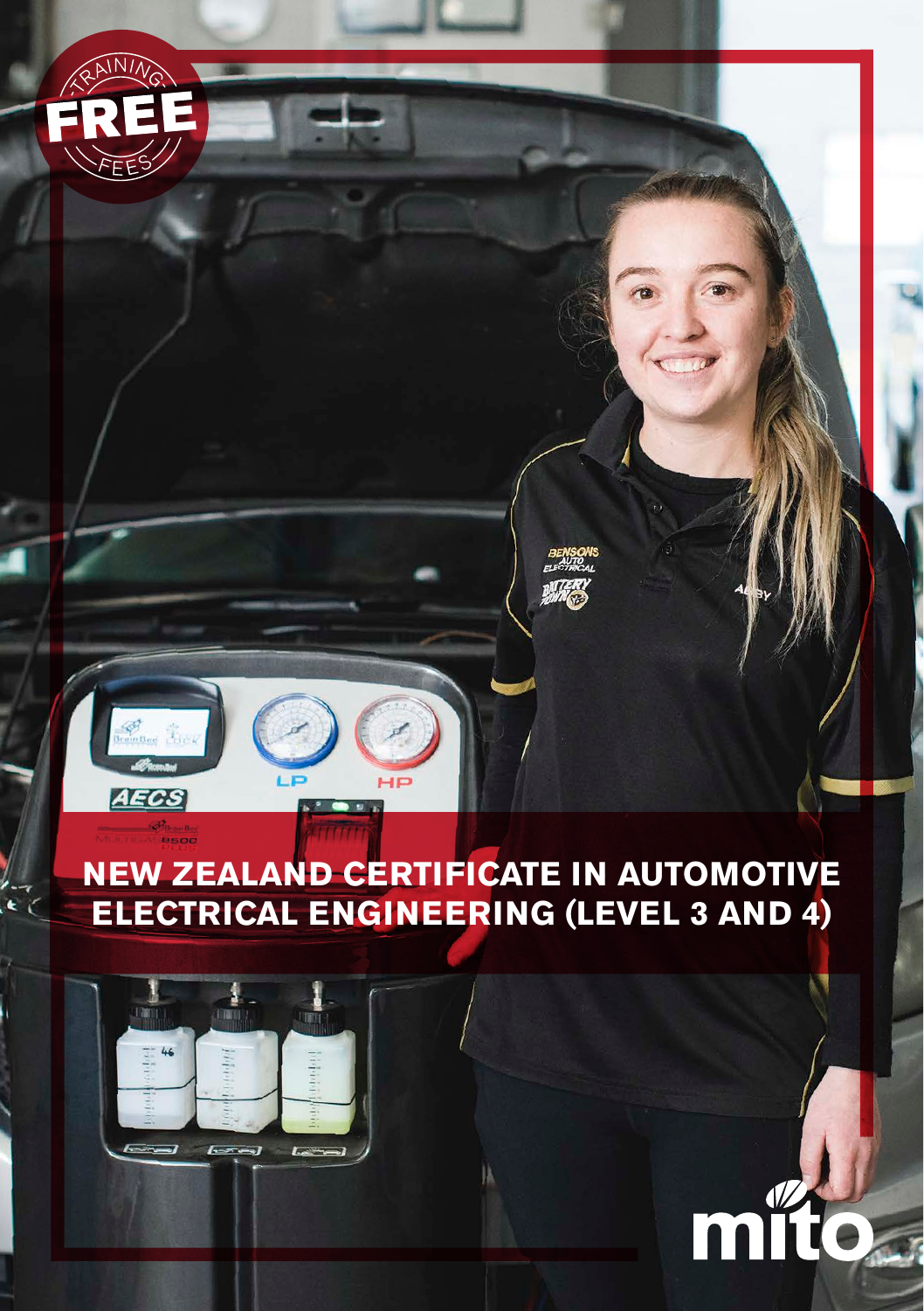TRAINING FREE FEES

# NEW ZEALAND CERTIFICATE IN AUTOMOTIVE ELECTRICAL ENGINEERING (LEVEL 3 AND 4)

mito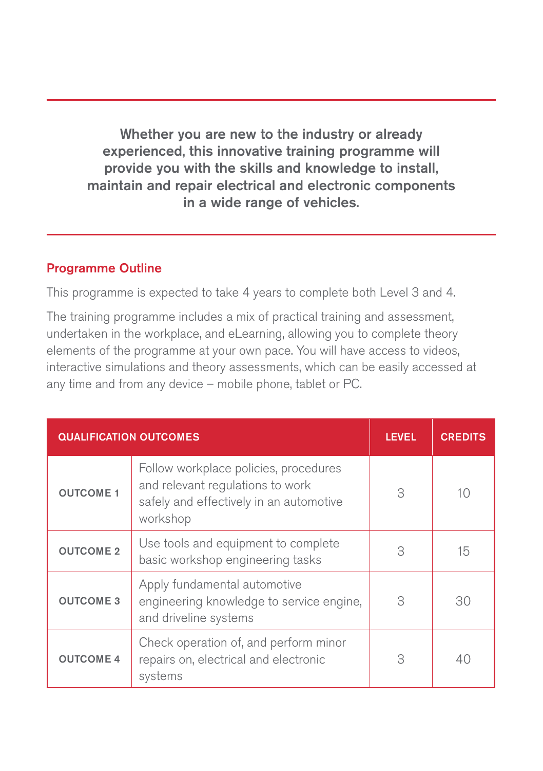**Whether you are new to the industry or already experienced, this innovative training programme will provide you with the skills and knowledge to install, maintain and repair electrical and electronic components in a wide range of vehicles.**

## Programme Outline

This programme is expected to take 4 years to complete both Level 3 and 4.

The training programme includes a mix of practical training and assessment, undertaken in the workplace, and eLearning, allowing you to complete theory elements of the programme at your own pace. You will have access to videos, interactive simulations and theory assessments, which can be easily accessed at any time and from any device – mobile phone, tablet or PC.

| QUALIFICATION OUTCOMES | | LEVEL | CREDITS |
|---|---|---|---|
| OUTCOME 1 | Follow workplace policies, procedures and relevant regulations to work safely and effectively in an automotive workshop | 3 | 10 |
| OUTCOME 2 | Use tools and equipment to complete basic workshop engineering tasks | 3 | 15 |
| OUTCOME 3 | Apply fundamental automotive engineering knowledge to service engine, and driveline systems | 3 | 30 |
| OUTCOME 4 | Check operation of, and perform minor repairs on, electrical and electronic systems | 3 | 40 |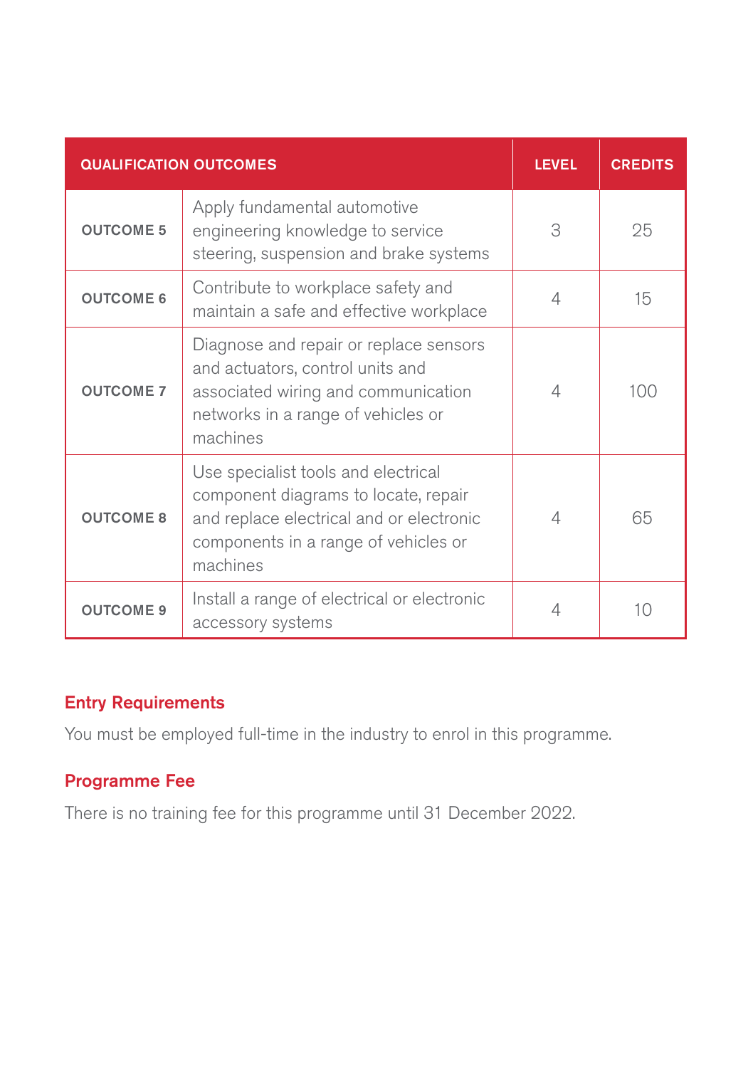| QUALIFICATION OUTCOMES | | LEVEL | CREDITS |
|---|---|---|---|
| OUTCOME 5 | Apply fundamental automotive engineering knowledge to service steering, suspension and brake systems | 3 | 25 |
| OUTCOME 6 | Contribute to workplace safety and maintain a safe and effective workplace | 4 | 15 |
| OUTCOME 7 | Diagnose and repair or replace sensors and actuators, control units and associated wiring and communication networks in a range of vehicles or machines | 4 | 100 |
| OUTCOME 8 | Use specialist tools and electrical component diagrams to locate, repair and replace electrical and or electronic components in a range of vehicles or machines | 4 | 65 |
| OUTCOME 9 | Install a range of electrical or electronic accessory systems | 4 | 10 |

## Entry Requirements

You must be employed full-time in the industry to enrol in this programme.

## Programme Fee

There is no training fee for this programme until 31 December 2022.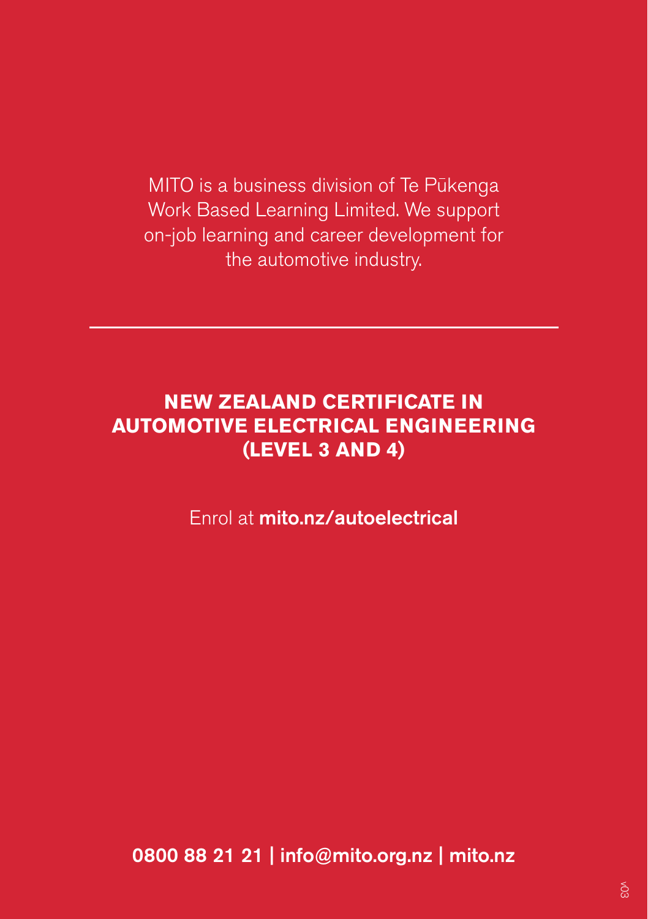MITO is a business division of Te Pūkenga Work Based Learning Limited. We support on-job learning and career development for the automotive industry.

---

## NEW ZEALAND CERTIFICATE IN AUTOMOTIVE ELECTRICAL ENGINEERING (LEVEL 3 AND 4)

Enrol at **mito.nz/autoelectrical**

**0800 88 21 21 | info@mito.org.nz | mito.nz**

v03